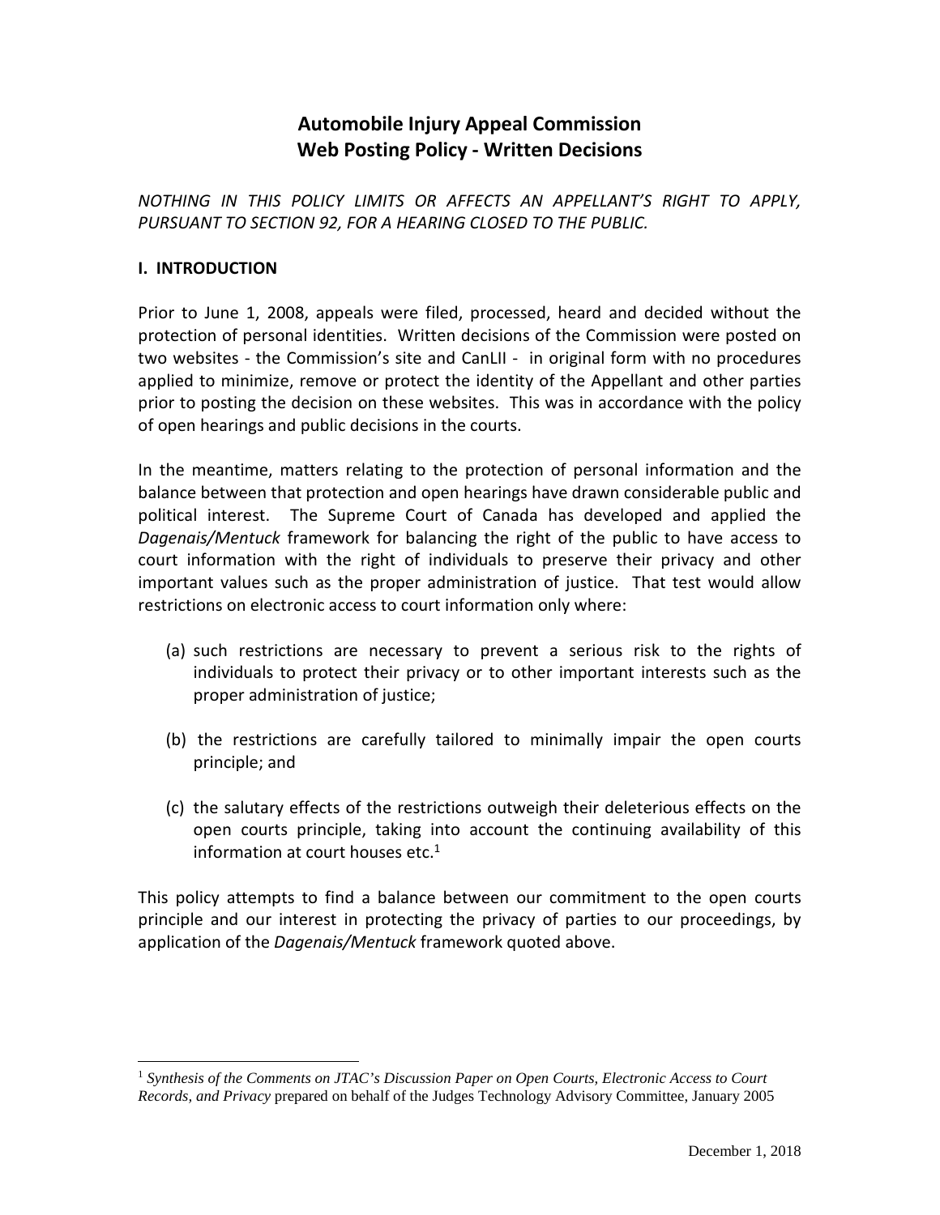# Automobile Injury Appeal Commission
# Web Posting Policy - Written Decisions

*NOTHING IN THIS POLICY LIMITS OR AFFECTS AN APPELLANT'S RIGHT TO APPLY, PURSUANT TO SECTION 92, FOR A HEARING CLOSED TO THE PUBLIC.*

## I. INTRODUCTION

Prior to June 1, 2008, appeals were filed, processed, heard and decided without the protection of personal identities. Written decisions of the Commission were posted on two websites - the Commission's site and CanLII - in original form with no procedures applied to minimize, remove or protect the identity of the Appellant and other parties prior to posting the decision on these websites. This was in accordance with the policy of open hearings and public decisions in the courts.

In the meantime, matters relating to the protection of personal information and the balance between that protection and open hearings have drawn considerable public and political interest. The Supreme Court of Canada has developed and applied the *Dagenais/Mentuck* framework for balancing the right of the public to have access to court information with the right of individuals to preserve their privacy and other important values such as the proper administration of justice. That test would allow restrictions on electronic access to court information only where:

(a) such restrictions are necessary to prevent a serious risk to the rights of individuals to protect their privacy or to other important interests such as the proper administration of justice;

(b) the restrictions are carefully tailored to minimally impair the open courts principle; and

(c) the salutary effects of the restrictions outweigh their deleterious effects on the open courts principle, taking into account the continuing availability of this information at court houses etc.[1]

This policy attempts to find a balance between our commitment to the open courts principle and our interest in protecting the privacy of parties to our proceedings, by application of the *Dagenais/Mentuck* framework quoted above.

---

[1] *Synthesis of the Comments on JTAC's Discussion Paper on Open Courts, Electronic Access to Court Records, and Privacy* prepared on behalf of the Judges Technology Advisory Committee, January 2005

December 1, 2018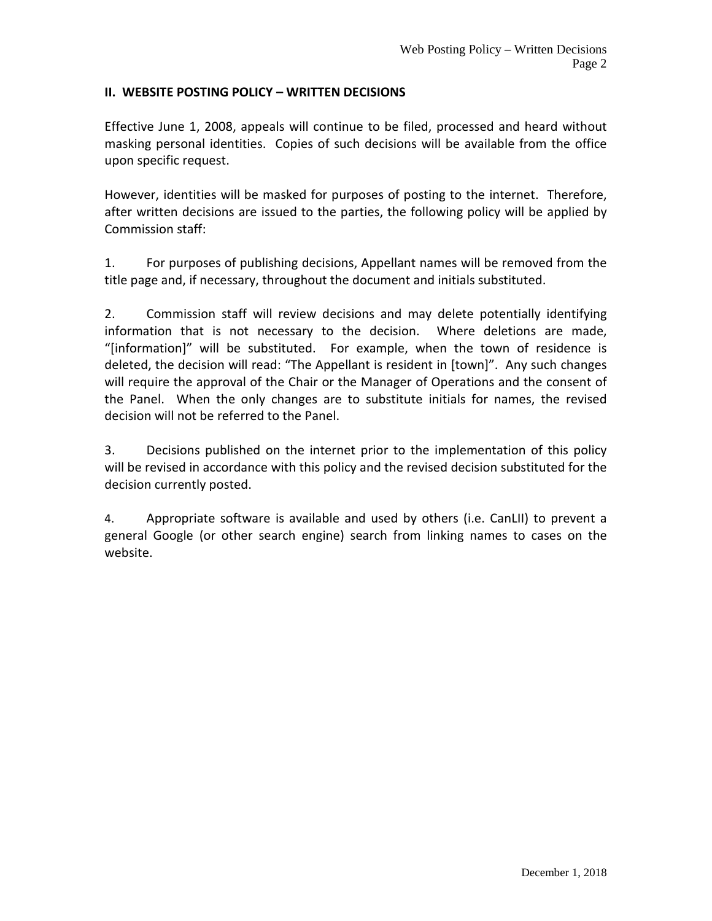## II. WEBSITE POSTING POLICY – WRITTEN DECISIONS

Effective June 1, 2008, appeals will continue to be filed, processed and heard without masking personal identities. Copies of such decisions will be available from the office upon specific request.

However, identities will be masked for purposes of posting to the internet. Therefore, after written decisions are issued to the parties, the following policy will be applied by Commission staff:

1. For purposes of publishing decisions, Appellant names will be removed from the title page and, if necessary, throughout the document and initials substituted.

2. Commission staff will review decisions and may delete potentially identifying information that is not necessary to the decision. Where deletions are made, "[information]" will be substituted. For example, when the town of residence is deleted, the decision will read: "The Appellant is resident in [town]". Any such changes will require the approval of the Chair or the Manager of Operations and the consent of the Panel. When the only changes are to substitute initials for names, the revised decision will not be referred to the Panel.

3. Decisions published on the internet prior to the implementation of this policy will be revised in accordance with this policy and the revised decision substituted for the decision currently posted.

4. Appropriate software is available and used by others (i.e. CanLII) to prevent a general Google (or other search engine) search from linking names to cases on the website.